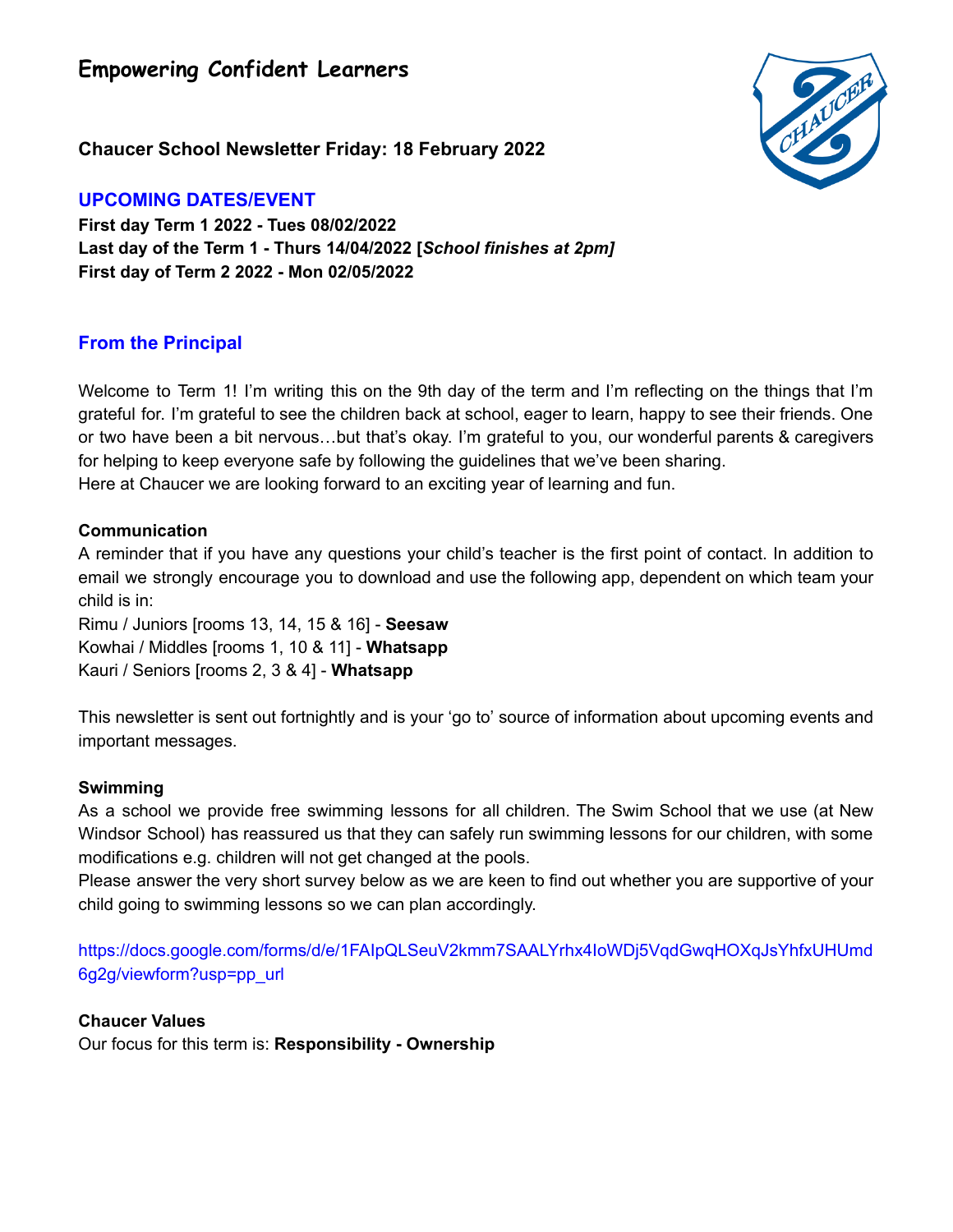# Empowering Confident Learners

**Chaucer School Newsletter Friday: 18 February 2022**

## UPCOMING DATES/EVENT

**First day Term 1 2022 - Tues 08/02/2022**
**Last day of the Term 1 - Thurs 14/04/2022 [*School finishes at 2pm]***
**First day of Term 2 2022 - Mon 02/05/2022**

## From the Principal

Welcome to Term 1! I'm writing this on the 9th day of the term and I'm reflecting on the things that I'm grateful for. I'm grateful to see the children back at school, eager to learn, happy to see their friends. One or two have been a bit nervous…but that's okay. I'm grateful to you, our wonderful parents & caregivers for helping to keep everyone safe by following the guidelines that we've been sharing.
Here at Chaucer we are looking forward to an exciting year of learning and fun.

### Communication

A reminder that if you have any questions your child's teacher is the first point of contact. In addition to email we strongly encourage you to download and use the following app, dependent on which team your child is in:
Rimu / Juniors [rooms 13, 14, 15 & 16] - **Seesaw**
Kowhai / Middles [rooms 1, 10 & 11] - **Whatsapp**
Kauri / Seniors [rooms 2, 3 & 4] - **Whatsapp**

This newsletter is sent out fortnightly and is your 'go to' source of information about upcoming events and important messages.

### Swimming

As a school we provide free swimming lessons for all children. The Swim School that we use (at New Windsor School) has reassured us that they can safely run swimming lessons for our children, with some modifications e.g. children will not get changed at the pools.
Please answer the very short survey below as we are keen to find out whether you are supportive of your child going to swimming lessons so we can plan accordingly.

https://docs.google.com/forms/d/e/1FAIpQLSeuV2kmm7SAALYrhx4IoWDj5VqdGwqHOXqJsYhfxUHUmd6g2g/viewform?usp=pp_url

### Chaucer Values

Our focus for this term is: **Responsibility - Ownership**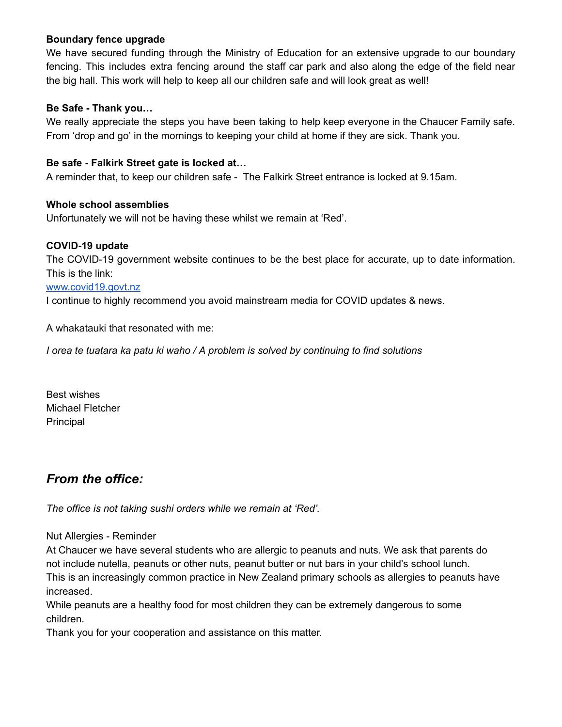**Boundary fence upgrade**

We have secured funding through the Ministry of Education for an extensive upgrade to our boundary fencing. This includes extra fencing around the staff car park and also along the edge of the field near the big hall. This work will help to keep all our children safe and will look great as well!

**Be Safe - Thank you…**

We really appreciate the steps you have been taking to help keep everyone in the Chaucer Family safe. From 'drop and go' in the mornings to keeping your child at home if they are sick. Thank you.

**Be safe - Falkirk Street gate is locked at…**

A reminder that, to keep our children safe - The Falkirk Street entrance is locked at 9.15am.

**Whole school assemblies**

Unfortunately we will not be having these whilst we remain at 'Red'.

**COVID-19 update**

The COVID-19 government website continues to be the best place for accurate, up to date information. This is the link:

[www.covid19.govt.nz](http://www.covid19.govt.nz)

I continue to highly recommend you avoid mainstream media for COVID updates & news.

A whakatauki that resonated with me:

*I orea te tuatara ka patu ki waho / A problem is solved by continuing to find solutions*

Best wishes
Michael Fletcher
Principal

## *From the office:*

*The office is not taking sushi orders while we remain at 'Red'.*

Nut Allergies - Reminder

At Chaucer we have several students who are allergic to peanuts and nuts. We ask that parents do not include nutella, peanuts or other nuts, peanut butter or nut bars in your child's school lunch.

This is an increasingly common practice in New Zealand primary schools as allergies to peanuts have increased.

While peanuts are a healthy food for most children they can be extremely dangerous to some children.

Thank you for your cooperation and assistance on this matter.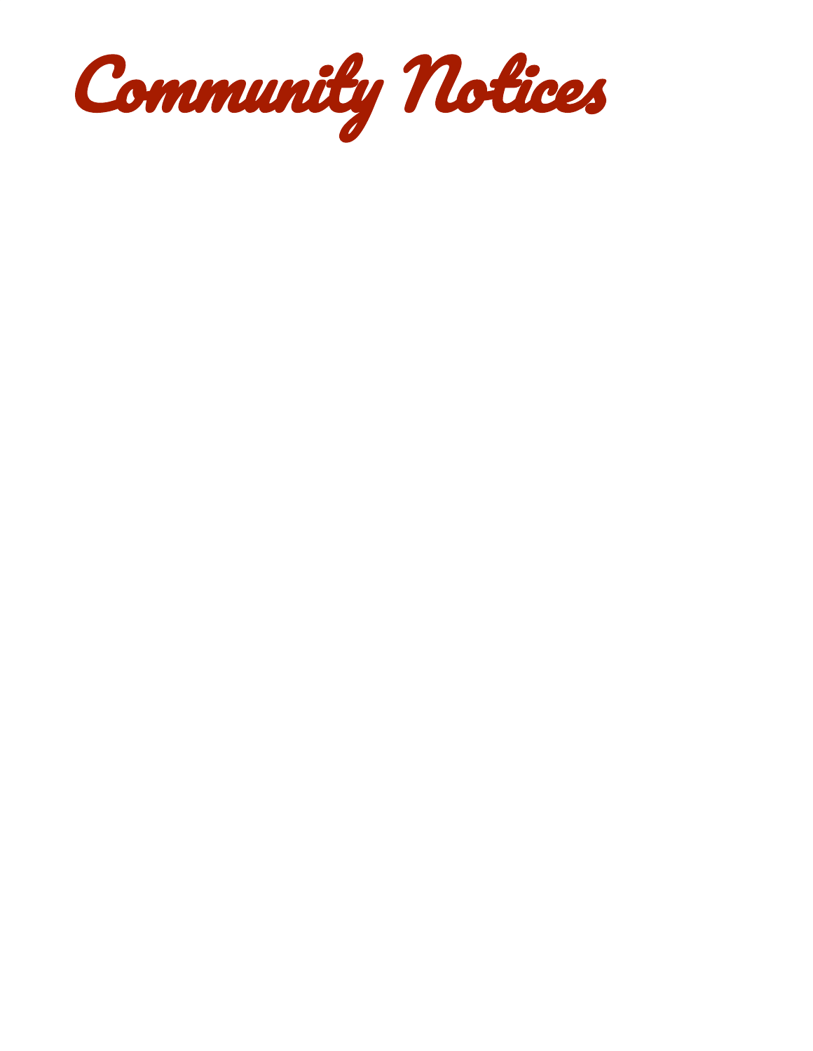# Community Notices